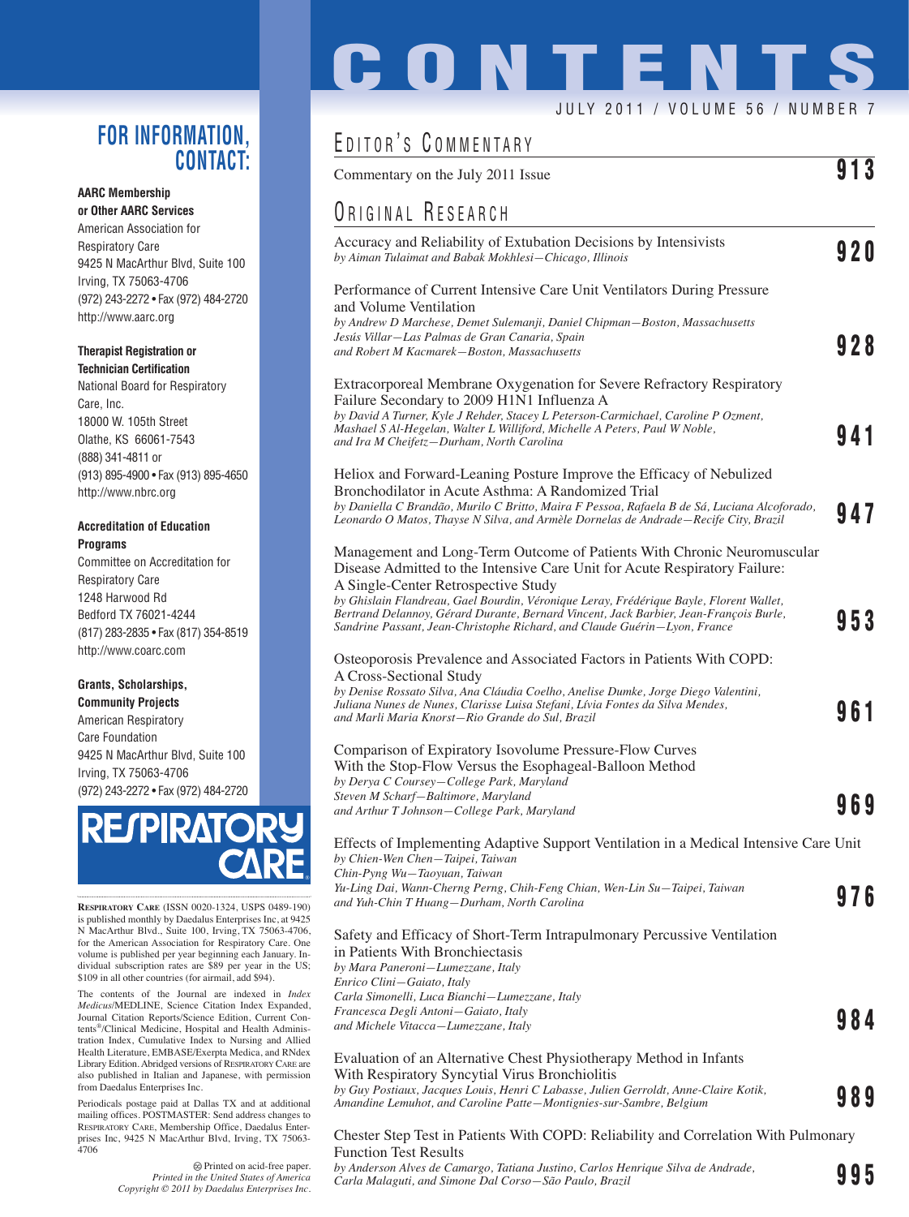# CONTENTS

JULY 2011 / VOLUME 56 / NUMBER 7

## EDITOR'S COMMENTARY

Commentary on the July 2011 Issue **913**

## ORIGINAL RESEARCH

Accuracy and Reliability of Extubation Decisions by Intensivists
*by Aiman Tulaimat and Babak Mokhlesi—Chicago, Illinois* **920**

Performance of Current Intensive Care Unit Ventilators During Pressure and Volume Ventilation
*by Andrew D Marchese, Demet Sulemanji, Daniel Chipman—Boston, Massachusetts*
*Jesús Villar—Las Palmas de Gran Canaria, Spain*
*and Robert M Kacmarek—Boston, Massachusetts* **928**

Extracorporeal Membrane Oxygenation for Severe Refractory Respiratory Failure Secondary to 2009 H1N1 Influenza A
*by David A Turner, Kyle J Rehder, Stacey L Peterson-Carmichael, Caroline P Ozment, Mashael S Al-Hegelan, Walter L Williford, Michelle A Peters, Paul W Noble, and Ira M Cheifetz—Durham, North Carolina* **941**

Heliox and Forward-Leaning Posture Improve the Efficacy of Nebulized Bronchodilator in Acute Asthma: A Randomized Trial
*by Daniella C Brandão, Murilo C Britto, Maira F Pessoa, Rafaela B de Sá, Luciana Alcoforado, Leonardo O Matos, Thayse N Silva, and Armèle Dornelas de Andrade—Recife City, Brazil* **947**

Management and Long-Term Outcome of Patients With Chronic Neuromuscular Disease Admitted to the Intensive Care Unit for Acute Respiratory Failure: A Single-Center Retrospective Study
*by Ghislain Flandreau, Gael Bourdin, Véronique Leray, Frédérique Bayle, Florent Wallet, Bertrand Delannoy, Gérard Durante, Bernard Vincent, Jack Barbier, Jean-François Burle, Sandrine Passant, Jean-Christophe Richard, and Claude Guérin—Lyon, France* **953**

Osteoporosis Prevalence and Associated Factors in Patients With COPD: A Cross-Sectional Study
*by Denise Rossato Silva, Ana Cláudia Coelho, Anelise Dumke, Jorge Diego Valentini, Juliana Nunes de Nunes, Clarisse Luisa Stefani, Lívia Fontes da Silva Mendes, and Marli Maria Knorst—Rio Grande do Sul, Brazil* **961**

Comparison of Expiratory Isovolume Pressure-Flow Curves With the Stop-Flow Versus the Esophageal-Balloon Method
*by Derya C Coursey—College Park, Maryland*
*Steven M Scharf—Baltimore, Maryland*
*and Arthur T Johnson—College Park, Maryland* **969**

Effects of Implementing Adaptive Support Ventilation in a Medical Intensive Care Unit
*by Chien-Wen Chen—Taipei, Taiwan*
*Chin-Pyng Wu—Taoyuan, Taiwan*
*Yu-Ling Dai, Wann-Cherng Perng, Chih-Feng Chian, Wen-Lin Su—Taipei, Taiwan*
*and Yuh-Chin T Huang—Durham, North Carolina* **976**

Safety and Efficacy of Short-Term Intrapulmonary Percussive Ventilation in Patients With Bronchiectasis
*by Mara Paneroni—Lumezzane, Italy*
*Enrico Clini—Gaiato, Italy*
*Carla Simonelli, Luca Bianchi—Lumezzane, Italy*
*Francesca Degli Antoni—Gaiato, Italy*
*and Michele Vitacca—Lumezzane, Italy* **984**

Evaluation of an Alternative Chest Physiotherapy Method in Infants With Respiratory Syncytial Virus Bronchiolitis
*by Guy Postiaux, Jacques Louis, Henri C Labasse, Julien Gerroldt, Anne-Claire Kotik, Amandine Lemuhot, and Caroline Patte—Montignies-sur-Sambre, Belgium* **989**

Chester Step Test in Patients With COPD: Reliability and Correlation With Pulmonary Function Test Results
*by Anderson Alves de Camargo, Tatiana Justino, Carlos Henrique Silva de Andrade, Carla Malaguti, and Simone Dal Corso—São Paulo, Brazil* **995**

## FOR INFORMATION, CONTACT:

**AARC Membership or Other AARC Services**
American Association for Respiratory Care
9425 N MacArthur Blvd, Suite 100
Irving, TX 75063-4706
(972) 243-2272 • Fax (972) 484-2720
http://www.aarc.org

**Therapist Registration or Technician Certification**
National Board for Respiratory Care, Inc.
18000 W. 105th Street
Olathe, KS 66061-7543
(888) 341-4811 or
(913) 895-4900 • Fax (913) 895-4650
http://www.nbrc.org

**Accreditation of Education Programs**
Committee on Accreditation for Respiratory Care
1248 Harwood Rd
Bedford TX 76021-4244
(817) 283-2835 • Fax (817) 354-8519
http://www.coarc.com

**Grants, Scholarships, Community Projects**
American Respiratory Care Foundation
9425 N MacArthur Blvd, Suite 100
Irving, TX 75063-4706
(972) 243-2272 • Fax (972) 484-2720

**RESPIRATORY CARE**

RESPIRATORY CARE (ISSN 0020-1324, USPS 0489-190) is published monthly by Daedalus Enterprises Inc, at 9425 N MacArthur Blvd., Suite 100, Irving, TX 75063-4706, for the American Association for Respiratory Care. One volume is published per year beginning each January. Individual subscription rates are $89 per year in the US; $109 in all other countries (for airmail, add $94).

The contents of the Journal are indexed in *Index Medicus*/MEDLINE, Science Citation Index Expanded, Journal Citation Reports/Science Edition, Current Contents®/Clinical Medicine, Hospital and Health Administration Index, Cumulative Index to Nursing and Allied Health Literature, EMBASE/Exerpta Medica, and RNdex Library Edition. Abridged versions of RESPIRATORY CARE are also published in Italian and Japanese, with permission from Daedalus Enterprises Inc.

Periodicals postage paid at Dallas TX and at additional mailing offices. POSTMASTER: Send address changes to RESPIRATORY CARE, Membership Office, Daedalus Enterprises Inc, 9425 N MacArthur Blvd, Irving, TX 75063-4706

♾ Printed on acid-free paper.
*Printed in the United States of America*
*Copyright © 2011 by Daedalus Enterprises Inc.*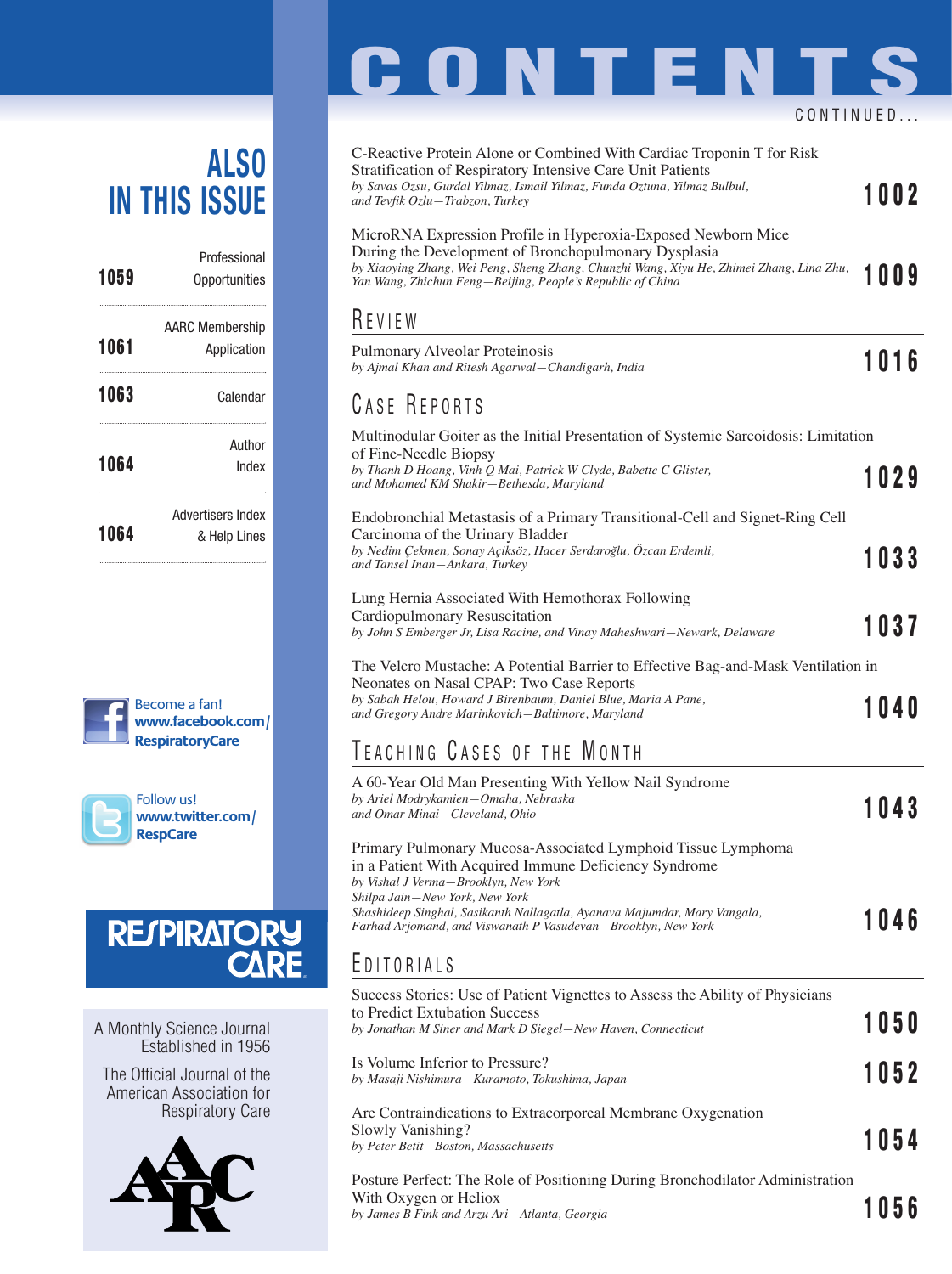# CONTENTS

CONTINUED...

C-Reactive Protein Alone or Combined With Cardiac Troponin T for Risk Stratification of Respiratory Intensive Care Unit Patients
*by Savas Ozsu, Gurdal Yilmaz, Ismail Yilmaz, Funda Oztuna, Yilmaz Bulbul, and Tevfik Ozlu—Trabzon, Turkey* **1002**

MicroRNA Expression Profile in Hyperoxia-Exposed Newborn Mice During the Development of Bronchopulmonary Dysplasia
*by Xiaoying Zhang, Wei Peng, Sheng Zhang, Chunzhi Wang, Xiyu He, Zhimei Zhang, Lina Zhu, Yan Wang, Zhichun Feng—Beijing, People's Republic of China* **1009**

## Review

Pulmonary Alveolar Proteinosis
*by Ajmal Khan and Ritesh Agarwal—Chandigarh, India* **1016**

## Case Reports

Multinodular Goiter as the Initial Presentation of Systemic Sarcoidosis: Limitation of Fine-Needle Biopsy
*by Thanh D Hoang, Vinh Q Mai, Patrick W Clyde, Babette C Glister, and Mohamed KM Shakir—Bethesda, Maryland* **1029**

Endobronchial Metastasis of a Primary Transitional-Cell and Signet-Ring Cell Carcinoma of the Urinary Bladder
*by Nedim Çekmen, Sonay Açıksöz, Hacer Serdaroğlu, Özcan Erdemli, and Tansel Inan—Ankara, Turkey* **1033**

Lung Hernia Associated With Hemothorax Following Cardiopulmonary Resuscitation
*by John S Emberger Jr, Lisa Racine, and Vinay Maheshwari—Newark, Delaware* **1037**

The Velcro Mustache: A Potential Barrier to Effective Bag-and-Mask Ventilation in Neonates on Nasal CPAP: Two Case Reports
*by Sabah Helou, Howard J Birenbaum, Daniel Blue, Maria A Pane, and Gregory Andre Marinkovich—Baltimore, Maryland* **1040**

## Teaching Cases of the Month

A 60-Year Old Man Presenting With Yellow Nail Syndrome
*by Ariel Modrykamien—Omaha, Nebraska and Omar Minai—Cleveland, Ohio* **1043**

Primary Pulmonary Mucosa-Associated Lymphoid Tissue Lymphoma in a Patient With Acquired Immune Deficiency Syndrome
*by Vishal J Verma—Brooklyn, New York*
*Shilpa Jain—New York, New York*
*Shashideep Singhal, Sasikanth Nallagatla, Ayanava Majumdar, Mary Vangala, Farhad Arjomand, and Viswanath P Vasudevan—Brooklyn, New York* **1046**

## Editorials

Success Stories: Use of Patient Vignettes to Assess the Ability of Physicians to Predict Extubation Success
*by Jonathan M Siner and Mark D Siegel—New Haven, Connecticut* **1050**

Is Volume Inferior to Pressure?
*by Masaji Nishimura—Kuramoto, Tokushima, Japan* **1052**

Are Contraindications to Extracorporeal Membrane Oxygenation Slowly Vanishing?
*by Peter Betit—Boston, Massachusetts* **1054**

Posture Perfect: The Role of Positioning During Bronchodilator Administration With Oxygen or Heliox
*by James B Fink and Arzu Ari—Atlanta, Georgia* **1056**

## ALSO IN THIS ISSUE

| | |
|---|---|
| 1059 | Professional Opportunities |
| 1061 | AARC Membership Application |
| 1063 | Calendar |
| 1064 | Author Index |
| 1064 | Advertisers Index & Help Lines |

Become a fan! www.facebook.com/RespiratoryCare

Follow us! www.twitter.com/RespCare

RESPIRATORY CARE

A Monthly Science Journal Established in 1956

The Official Journal of the American Association for Respiratory Care

AARC